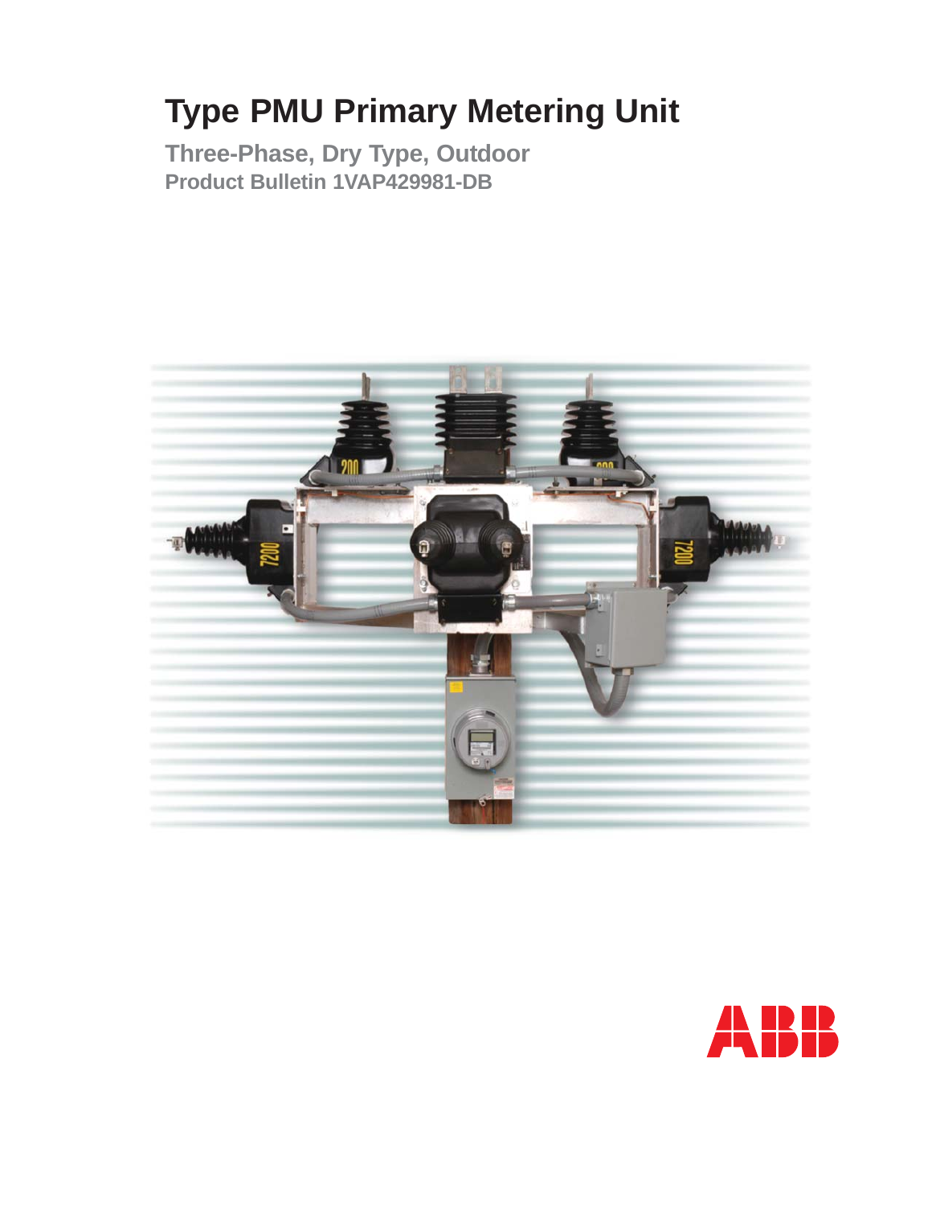# Type PMU Primary Metering Unit

**Three-Phase, Dry Type, Outdoor**

**Product Bulletin 1VAP429981-DB**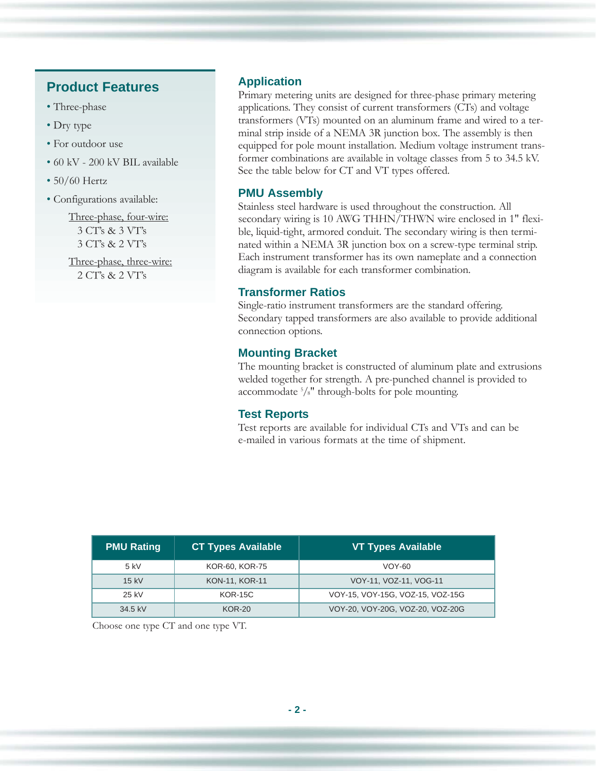## Product Features

- Three-phase
- Dry type
- For outdoor use
- 60 kV - 200 kV BIL available
- 50/60 Hertz
- Configurations available:

  Three-phase, four-wire:
  3 CT's & 3 VT's
  3 CT's & 2 VT's

  Three-phase, three-wire:
  2 CT's & 2 VT's

## Application

Primary metering units are designed for three-phase primary metering applications. They consist of current transformers (CTs) and voltage transformers (VTs) mounted on an aluminum frame and wired to a terminal strip inside of a NEMA 3R junction box. The assembly is then equipped for pole mount installation. Medium voltage instrument transformer combinations are available in voltage classes from 5 to 34.5 kV. See the table below for CT and VT types offered.

## PMU Assembly

Stainless steel hardware is used throughout the construction. All secondary wiring is 10 AWG THHN/THWN wire enclosed in 1" flexible, liquid-tight, armored conduit. The secondary wiring is then terminated within a NEMA 3R junction box on a screw-type terminal strip. Each instrument transformer has its own nameplate and a connection diagram is available for each transformer combination.

## Transformer Ratios

Single-ratio instrument transformers are the standard offering. Secondary tapped transformers are also available to provide additional connection options.

## Mounting Bracket

The mounting bracket is constructed of aluminum plate and extrusions welded together for strength. A pre-punched channel is provided to accommodate 5/8" through-bolts for pole mounting.

## Test Reports

Test reports are available for individual CTs and VTs and can be e-mailed in various formats at the time of shipment.

| PMU Rating | CT Types Available | VT Types Available |
|---|---|---|
| 5 kV | KOR-60, KOR-75 | VOY-60 |
| 15 kV | KON-11, KOR-11 | VOY-11, VOZ-11, VOG-11 |
| 25 kV | KOR-15C | VOY-15, VOY-15G, VOZ-15, VOZ-15G |
| 34.5 kV | KOR-20 | VOY-20, VOY-20G, VOZ-20, VOZ-20G |

Choose one type CT and one type VT.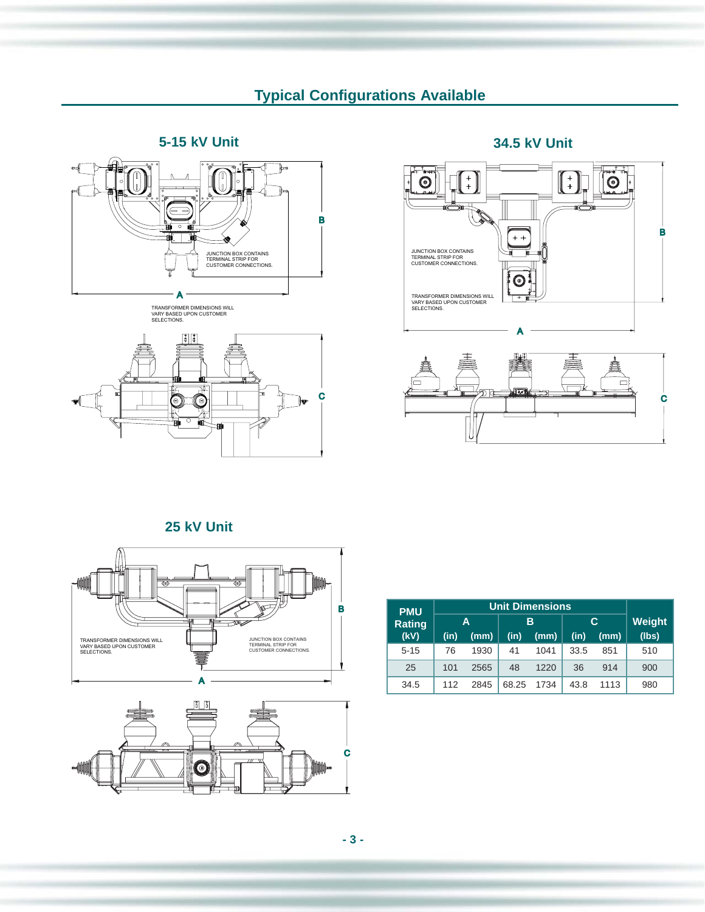## Typical Configurations Available

### 5-15 kV Unit

JUNCTION BOX CONTAINS TERMINAL STRIP FOR CUSTOMER CONNECTIONS.

TRANSFORMER DIMENSIONS WILL VARY BASED UPON CUSTOMER SELECTIONS.

A

B

C

### 34.5 kV Unit

JUNCTION BOX CONTAINS TERMINAL STRIP FOR CUSTOMER CONNECTIONS.

TRANSFORMER DIMENSIONS WILL VARY BASED UPON CUSTOMER SELECTIONS.

A

B

C

### 25 kV Unit

TRANSFORMER DIMENSIONS WILL VARY BASED UPON CUSTOMER SELECTIONS.

JUNCTION BOX CONTAINS TERMINAL STRIP FOR CUSTOMER CONNECTIONS.

A

B

C

| PMU Rating (kV) | Unit Dimensions | | | | | | Weight (lbs) |
|---|---|---|---|---|---|---|---|
| | A | | B | | C | | |
| | (in) | (mm) | (in) | (mm) | (in) | (mm) | |
| 5-15 | 76 | 1930 | 41 | 1041 | 33.5 | 851 | 510 |
| 25 | 101 | 2565 | 48 | 1220 | 36 | 914 | 900 |
| 34.5 | 112 | 2845 | 68.25 | 1734 | 43.8 | 1113 | 980 |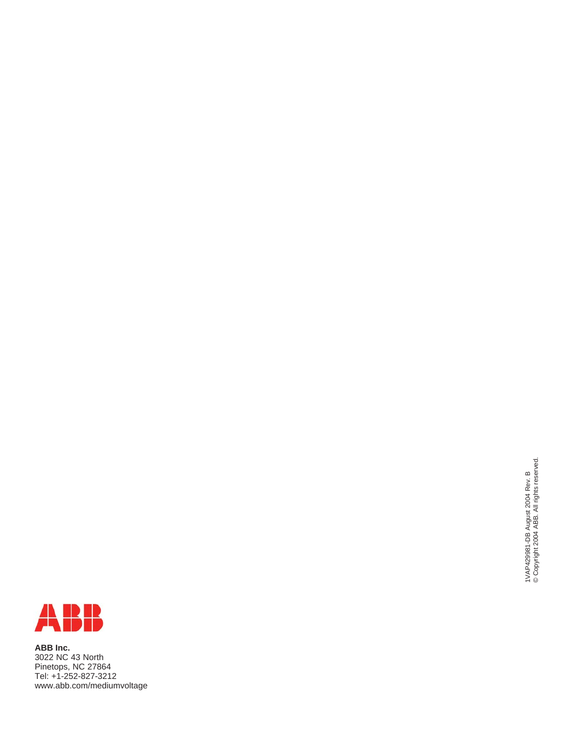1VAP429981-DB August 2004 Rev. B
© Copyright 2004 ABB. All rights reserved.

ABB

**ABB Inc.**
3022 NC 43 North
Pinetops, NC 27864
Tel: +1-252-827-3212
www.abb.com/mediumvoltage